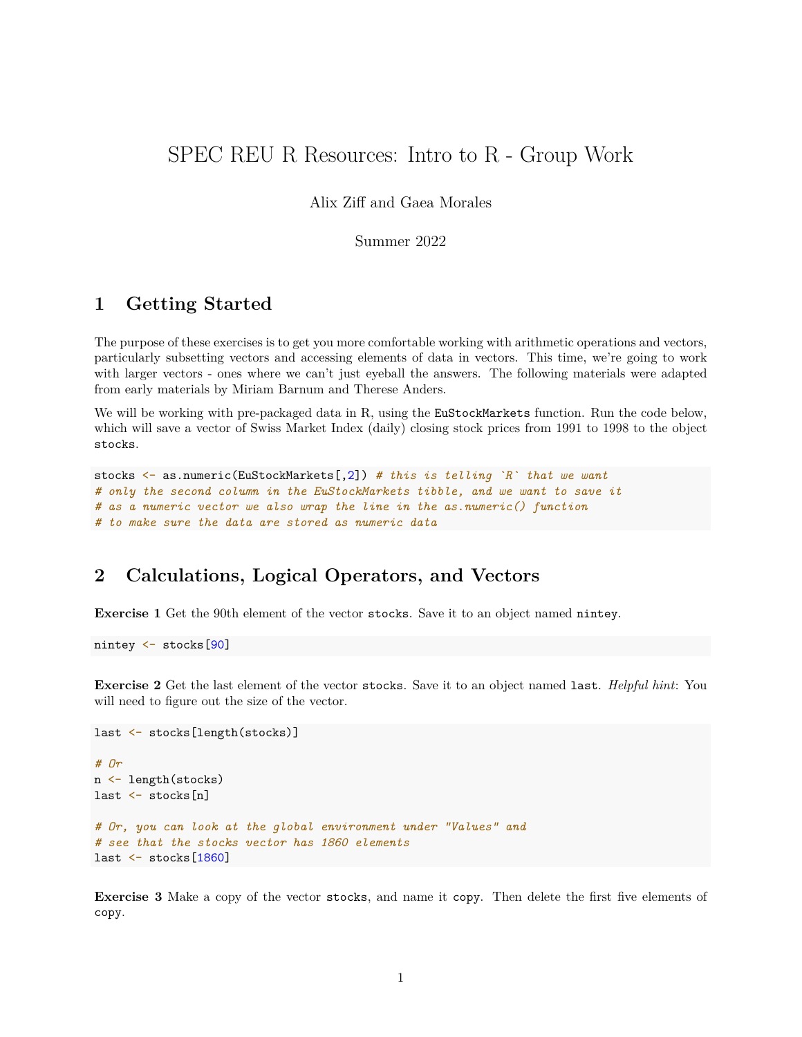# SPEC REU R Resources: Intro to R - Group Work

Alix Ziff and Gaea Morales

Summer 2022

## 1 Getting Started

The purpose of these exercises is to get you more comfortable working with arithmetic operations and vectors, particularly subsetting vectors and accessing elements of data in vectors. This time, we're going to work with larger vectors - ones where we can't just eyeball the answers. The following materials were adapted from early materials by Miriam Barnum and Therese Anders.

We will be working with pre-packaged data in R, using the `EuStockMarkets` function. Run the code below, which will save a vector of Swiss Market Index (daily) closing stock prices from 1991 to 1998 to the object `stocks`.

```
stocks <- as.numeric(EuStockMarkets[,2]) # this is telling `R` that we want
# only the second column in the EuStockMarkets tibble, and we want to save it
# as a numeric vector we also wrap the line in the as.numeric() function
# to make sure the data are stored as numeric data
```

## 2 Calculations, Logical Operators, and Vectors

**Exercise 1** Get the 90th element of the vector `stocks`. Save it to an object named `nintey`.

```
nintey <- stocks[90]
```

**Exercise 2** Get the last element of the vector `stocks`. Save it to an object named `last`. *Helpful hint*: You will need to figure out the size of the vector.

```
last <- stocks[length(stocks)]

# Or
n <- length(stocks)
last <- stocks[n]

# Or, you can look at the global environment under "Values" and
# see that the stocks vector has 1860 elements
last <- stocks[1860]
```

**Exercise 3** Make a copy of the vector `stocks`, and name it `copy`. Then delete the first five elements of `copy`.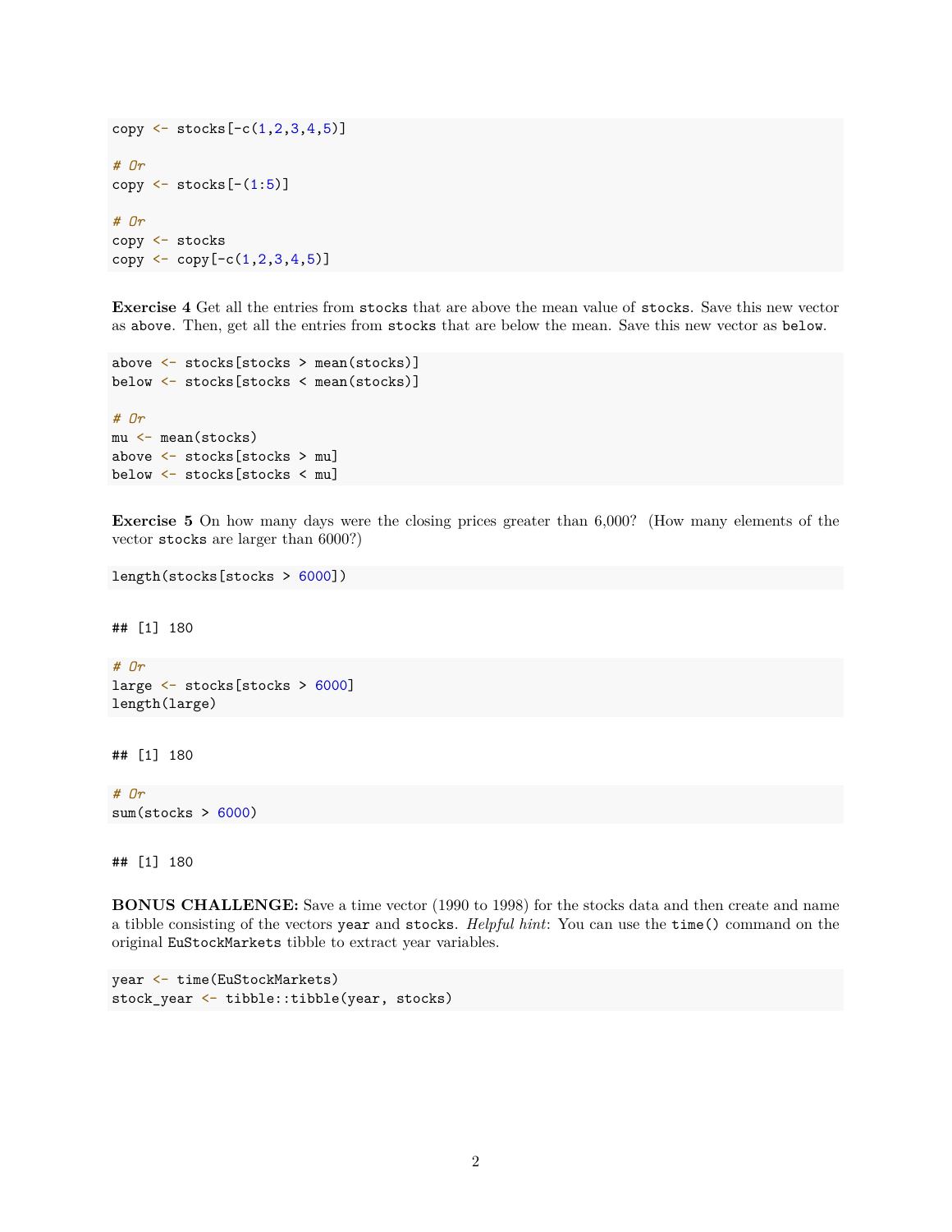```
copy <- stocks[-c(1,2,3,4,5)]

# Or
copy <- stocks[-(1:5)]

# Or
copy <- stocks
copy <- copy[-c(1,2,3,4,5)]
```

**Exercise 4** Get all the entries from `stocks` that are above the mean value of `stocks`. Save this new vector as `above`. Then, get all the entries from `stocks` that are below the mean. Save this new vector as `below`.

```
above <- stocks[stocks > mean(stocks)]
below <- stocks[stocks < mean(stocks)]

# Or
mu <- mean(stocks)
above <- stocks[stocks > mu]
below <- stocks[stocks < mu]
```

**Exercise 5** On how many days were the closing prices greater than 6,000? (How many elements of the vector `stocks` are larger than 6000?)

```
length(stocks[stocks > 6000])
```

```
## [1] 180
```

```
# Or
large <- stocks[stocks > 6000]
length(large)
```

```
## [1] 180
```

```
# Or
sum(stocks > 6000)
```

```
## [1] 180
```

**BONUS CHALLENGE:** Save a time vector (1990 to 1998) for the stocks data and then create and name a tibble consisting of the vectors `year` and `stocks`. *Helpful hint*: You can use the `time()` command on the original `EuStockMarkets` tibble to extract year variables.

```
year <- time(EuStockMarkets)
stock_year <- tibble::tibble(year, stocks)
```